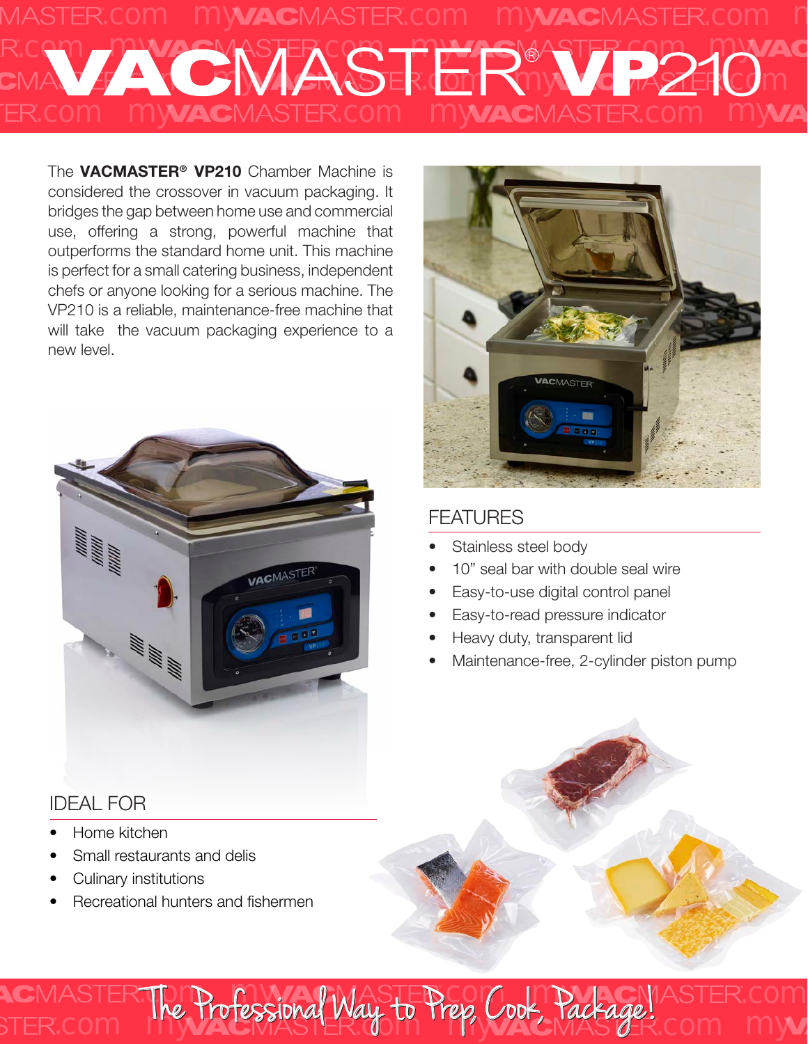# VACMASTER® VP210

The **VACMASTER® VP210** Chamber Machine is considered the crossover in vacuum packaging. It bridges the gap between home use and commercial use, offering a strong, powerful machine that outperforms the standard home unit. This machine is perfect for a small catering business, independent chefs or anyone looking for a serious machine. The VP210 is a reliable, maintenance-free machine that will take the vacuum packaging experience to a new level.

## FEATURES

- Stainless steel body
- 10" seal bar with double seal wire
- Easy-to-use digital control panel
- Easy-to-read pressure indicator
- Heavy duty, transparent lid
- Maintenance-free, 2-cylinder piston pump

## IDEAL FOR

- Home kitchen
- Small restaurants and delis
- Culinary institutions
- Recreational hunters and fishermen

*The Professional Way to Prep, Cook, Package!*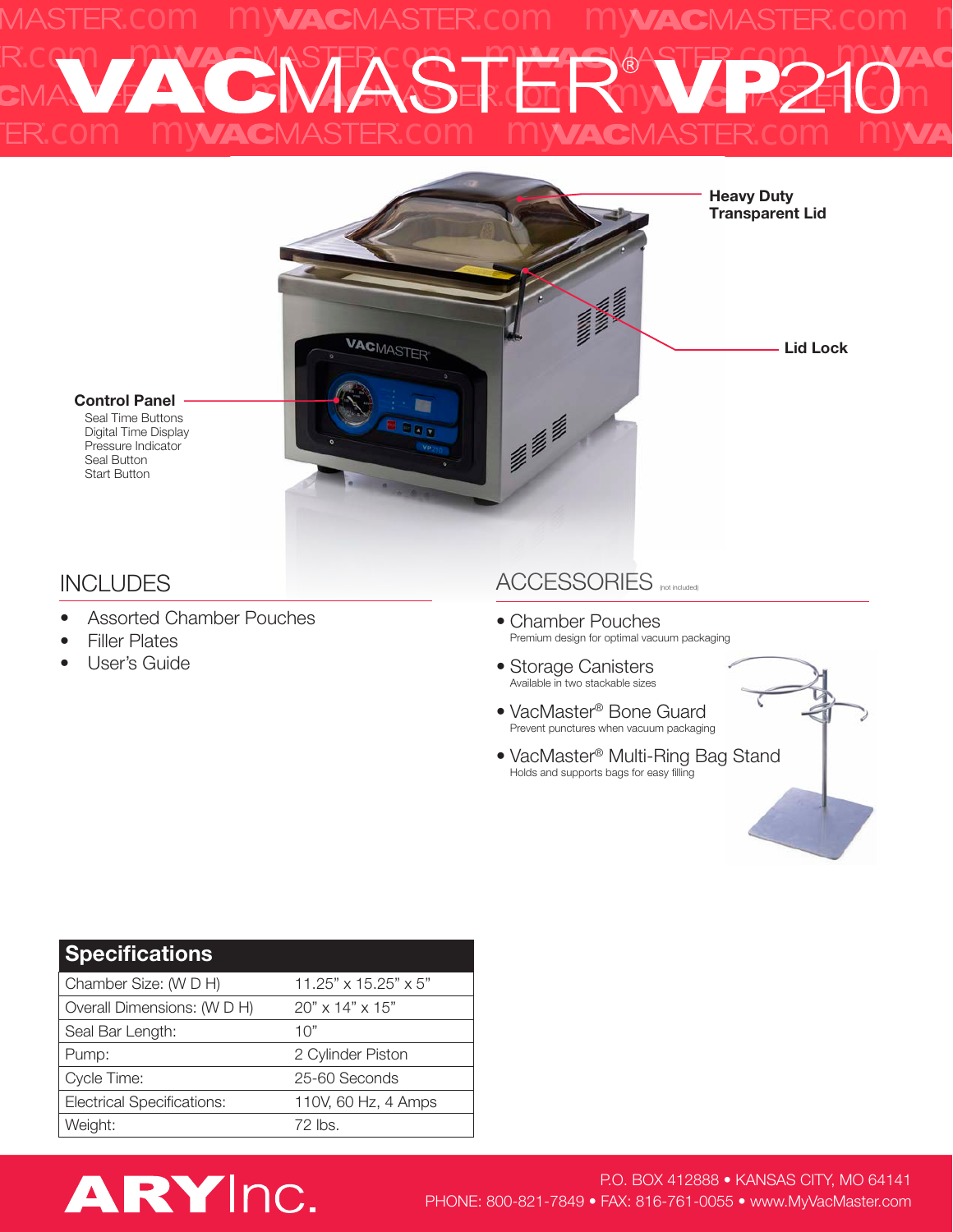# VACMASTER® VP210

**Heavy Duty Transparent Lid**

**Lid Lock**

**Control Panel**
Seal Time Buttons
Digital Time Display
Pressure Indicator
Seal Button
Start Button

## INCLUDES

- Assorted Chamber Pouches
- Filler Plates
- User's Guide

## ACCESSORIES (not included)

- Chamber Pouches
  Premium design for optimal vacuum packaging
- Storage Canisters
  Available in two stackable sizes
- VacMaster® Bone Guard
  Prevent punctures when vacuum packaging
- VacMaster® Multi-Ring Bag Stand
  Holds and supports bags for easy filling

## Specifications

| | |
|---|---|
| Chamber Size: (W D H) | 11.25" x 15.25" x 5" |
| Overall Dimensions: (W D H) | 20" x 14" x 15" |
| Seal Bar Length: | 10" |
| Pump: | 2 Cylinder Piston |
| Cycle Time: | 25-60 Seconds |
| Electrical Specifications: | 110V, 60 Hz, 4 Amps |
| Weight: | 72 lbs. |

ARY Inc.

P.O. BOX 412888 • KANSAS CITY, MO 64141
PHONE: 800-821-7849 • FAX: 816-761-0055 • www.MyVacMaster.com